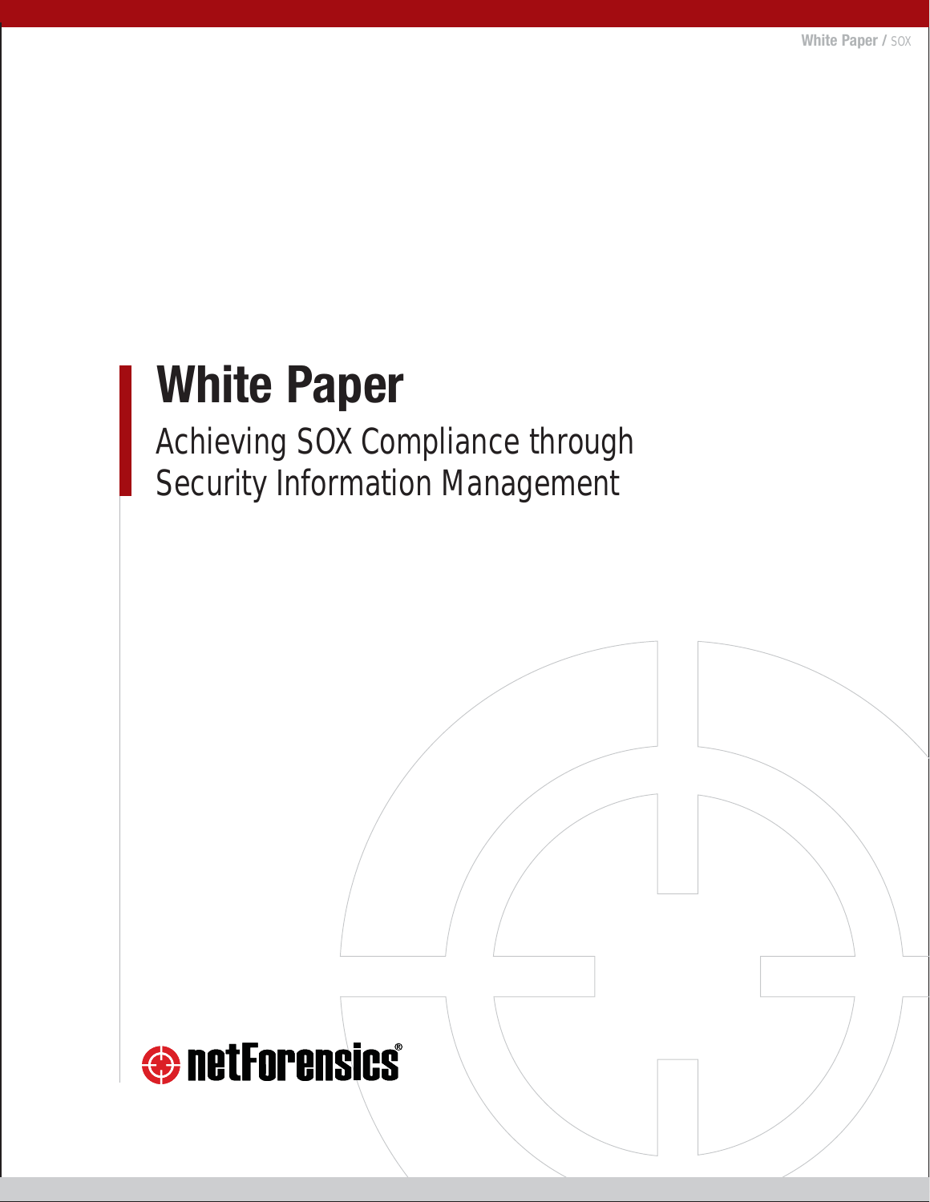# White Paper

## Achieving SOX Compliance through Security Information Management

netForensics®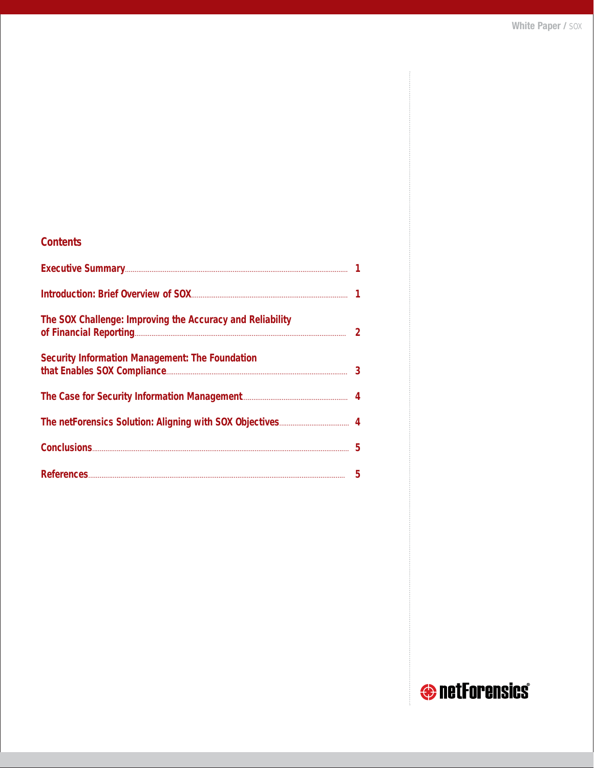## Contents

| | |
|---|---|
| Executive Summary | 1 |
| Introduction: Brief Overview of SOX | 1 |
| The SOX Challenge: Improving the Accuracy and Reliability of Financial Reporting | 2 |
| Security Information Management: The Foundation that Enables SOX Compliance | 3 |
| The Case for Security Information Management | 4 |
| The netForensics Solution: Aligning with SOX Objectives | 4 |
| Conclusions | 5 |
| References | 5 |

netForensics®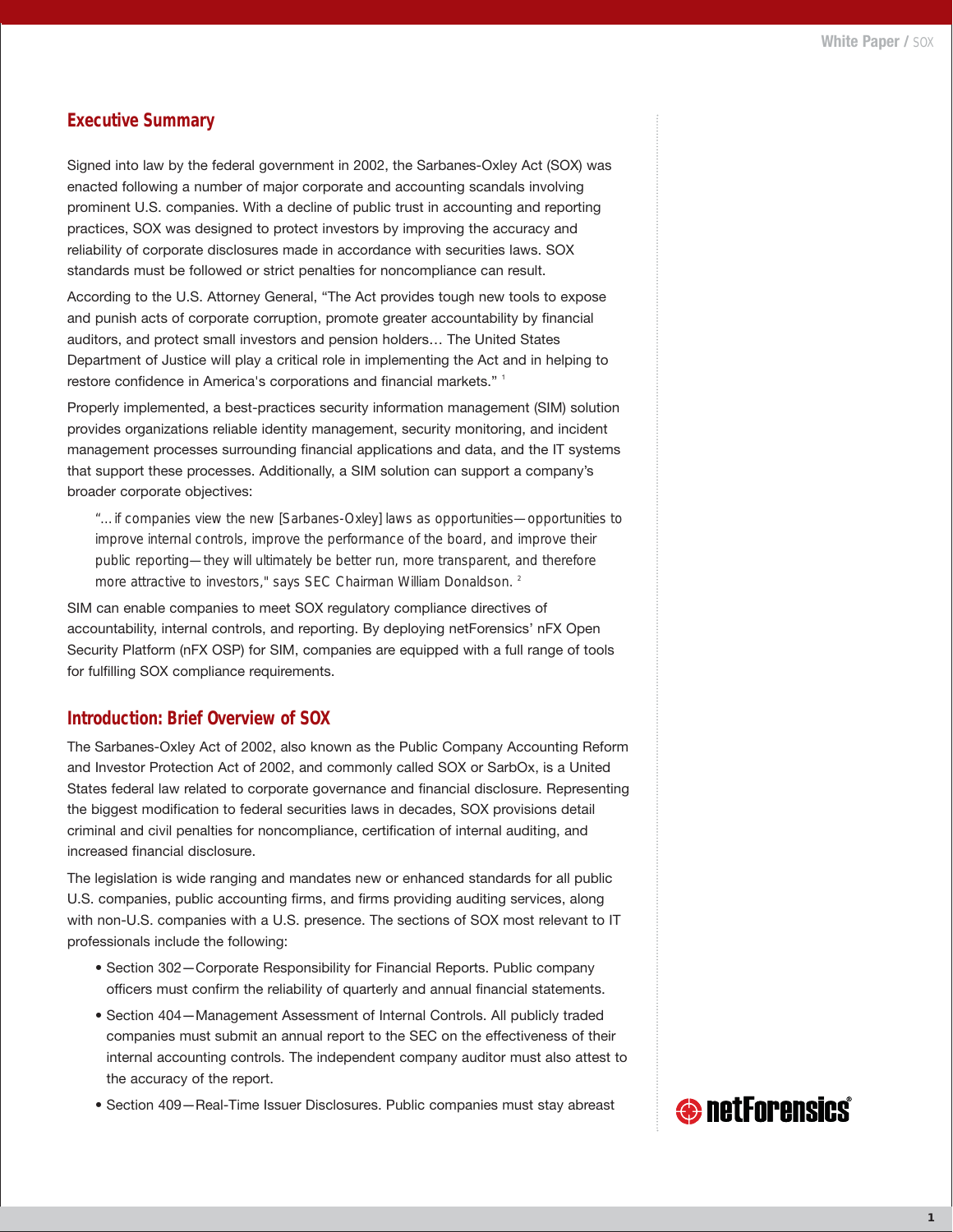## Executive Summary

Signed into law by the federal government in 2002, the Sarbanes-Oxley Act (SOX) was enacted following a number of major corporate and accounting scandals involving prominent U.S. companies. With a decline of public trust in accounting and reporting practices, SOX was designed to protect investors by improving the accuracy and reliability of corporate disclosures made in accordance with securities laws. SOX standards must be followed or strict penalties for noncompliance can result.

According to the U.S. Attorney General, "The Act provides tough new tools to expose and punish acts of corporate corruption, promote greater accountability by financial auditors, and protect small investors and pension holders… The United States Department of Justice will play a critical role in implementing the Act and in helping to restore confidence in America's corporations and financial markets." [1]

Properly implemented, a best-practices security information management (SIM) solution provides organizations reliable identity management, security monitoring, and incident management processes surrounding financial applications and data, and the IT systems that support these processes. Additionally, a SIM solution can support a company's broader corporate objectives:

> "…if companies view the new [Sarbanes-Oxley] laws as opportunities—opportunities to improve internal controls, improve the performance of the board, and improve their public reporting—they will ultimately be better run, more transparent, and therefore more attractive to investors," says SEC Chairman William Donaldson. [2]

SIM can enable companies to meet SOX regulatory compliance directives of accountability, internal controls, and reporting. By deploying netForensics' nFX Open Security Platform (nFX OSP) for SIM, companies are equipped with a full range of tools for fulfilling SOX compliance requirements.

## Introduction: Brief Overview of SOX

The Sarbanes-Oxley Act of 2002, also known as the Public Company Accounting Reform and Investor Protection Act of 2002, and commonly called SOX or SarbOx, is a United States federal law related to corporate governance and financial disclosure. Representing the biggest modification to federal securities laws in decades, SOX provisions detail criminal and civil penalties for noncompliance, certification of internal auditing, and increased financial disclosure.

The legislation is wide ranging and mandates new or enhanced standards for all public U.S. companies, public accounting firms, and firms providing auditing services, along with non-U.S. companies with a U.S. presence. The sections of SOX most relevant to IT professionals include the following:

- Section 302—Corporate Responsibility for Financial Reports. Public company officers must confirm the reliability of quarterly and annual financial statements.
- Section 404—Management Assessment of Internal Controls. All publicly traded companies must submit an annual report to the SEC on the effectiveness of their internal accounting controls. The independent company auditor must also attest to the accuracy of the report.
- Section 409—Real-Time Issuer Disclosures. Public companies must stay abreast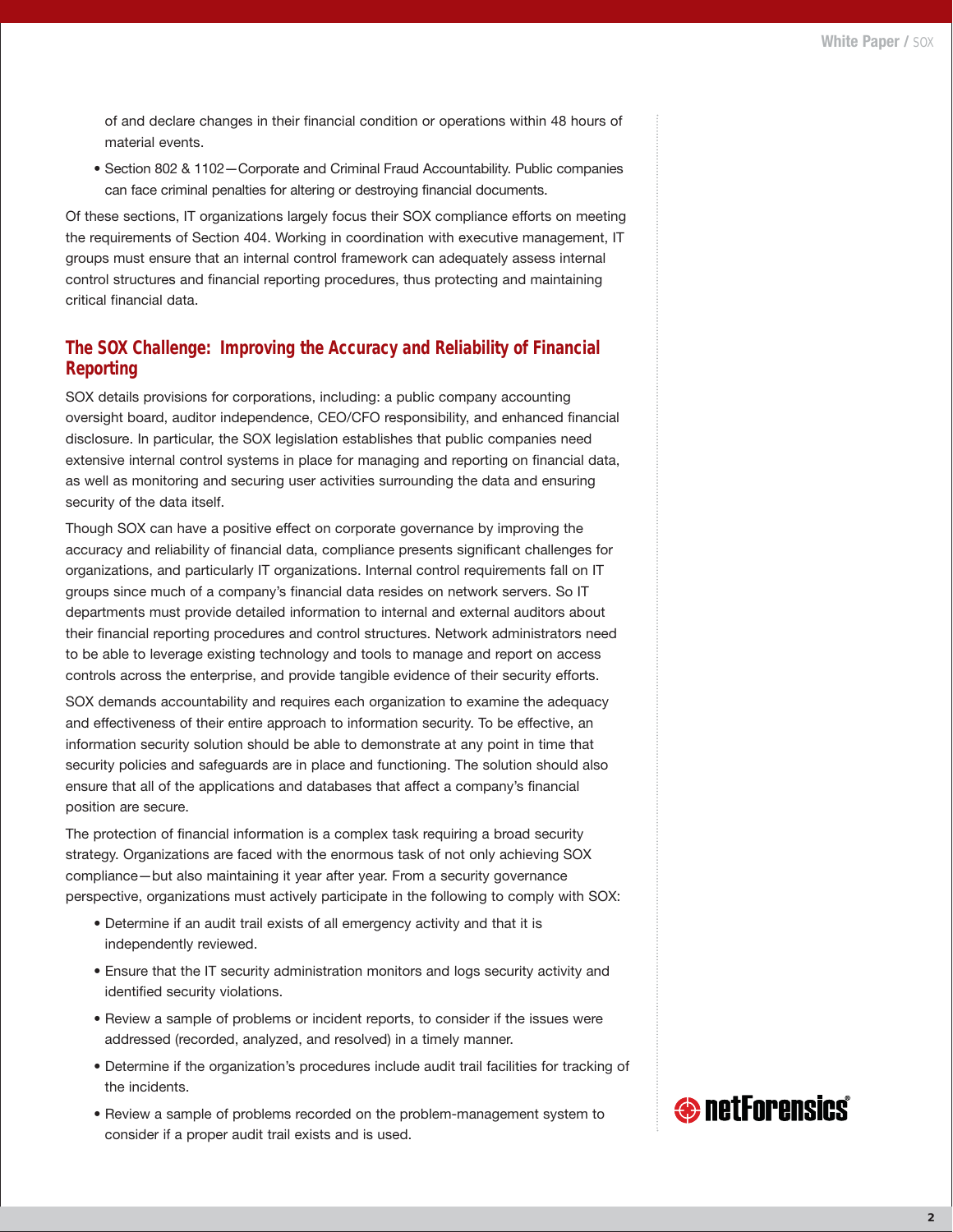of and declare changes in their financial condition or operations within 48 hours of material events.

- Section 802 & 1102—Corporate and Criminal Fraud Accountability. Public companies can face criminal penalties for altering or destroying financial documents.

Of these sections, IT organizations largely focus their SOX compliance efforts on meeting the requirements of Section 404. Working in coordination with executive management, IT groups must ensure that an internal control framework can adequately assess internal control structures and financial reporting procedures, thus protecting and maintaining critical financial data.

## The SOX Challenge: Improving the Accuracy and Reliability of Financial Reporting

SOX details provisions for corporations, including: a public company accounting oversight board, auditor independence, CEO/CFO responsibility, and enhanced financial disclosure. In particular, the SOX legislation establishes that public companies need extensive internal control systems in place for managing and reporting on financial data, as well as monitoring and securing user activities surrounding the data and ensuring security of the data itself.

Though SOX can have a positive effect on corporate governance by improving the accuracy and reliability of financial data, compliance presents significant challenges for organizations, and particularly IT organizations. Internal control requirements fall on IT groups since much of a company's financial data resides on network servers. So IT departments must provide detailed information to internal and external auditors about their financial reporting procedures and control structures. Network administrators need to be able to leverage existing technology and tools to manage and report on access controls across the enterprise, and provide tangible evidence of their security efforts.

SOX demands accountability and requires each organization to examine the adequacy and effectiveness of their entire approach to information security. To be effective, an information security solution should be able to demonstrate at any point in time that security policies and safeguards are in place and functioning. The solution should also ensure that all of the applications and databases that affect a company's financial position are secure.

The protection of financial information is a complex task requiring a broad security strategy. Organizations are faced with the enormous task of not only achieving SOX compliance—but also maintaining it year after year. From a security governance perspective, organizations must actively participate in the following to comply with SOX:

- Determine if an audit trail exists of all emergency activity and that it is independently reviewed.
- Ensure that the IT security administration monitors and logs security activity and identified security violations.
- Review a sample of problems or incident reports, to consider if the issues were addressed (recorded, analyzed, and resolved) in a timely manner.
- Determine if the organization's procedures include audit trail facilities for tracking of the incidents.
- Review a sample of problems recorded on the problem-management system to consider if a proper audit trail exists and is used.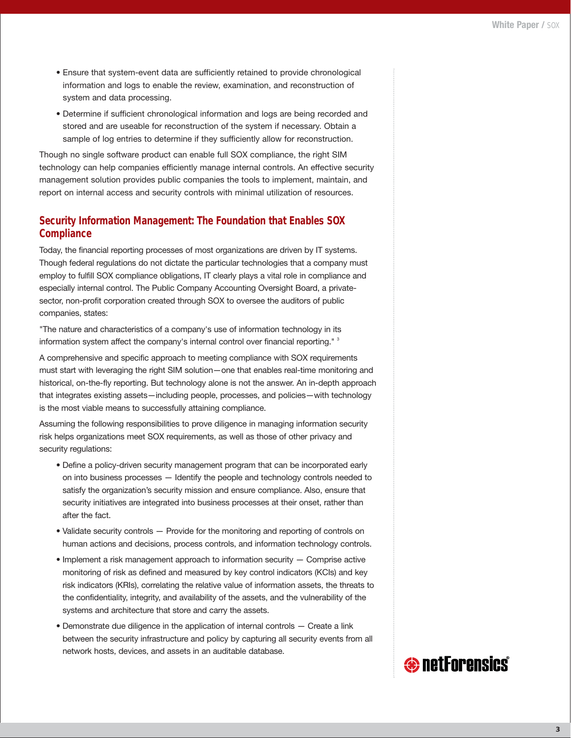- Ensure that system-event data are sufficiently retained to provide chronological information and logs to enable the review, examination, and reconstruction of system and data processing.
- Determine if sufficient chronological information and logs are being recorded and stored and are useable for reconstruction of the system if necessary. Obtain a sample of log entries to determine if they sufficiently allow for reconstruction.

Though no single software product can enable full SOX compliance, the right SIM technology can help companies efficiently manage internal controls. An effective security management solution provides public companies the tools to implement, maintain, and report on internal access and security controls with minimal utilization of resources.

## Security Information Management: The Foundation that Enables SOX Compliance

Today, the financial reporting processes of most organizations are driven by IT systems. Though federal regulations do not dictate the particular technologies that a company must employ to fulfill SOX compliance obligations, IT clearly plays a vital role in compliance and especially internal control. The Public Company Accounting Oversight Board, a private-sector, non-profit corporation created through SOX to oversee the auditors of public companies, states:

"The nature and characteristics of a company's use of information technology in its information system affect the company's internal control over financial reporting." [3]

A comprehensive and specific approach to meeting compliance with SOX requirements must start with leveraging the right SIM solution—one that enables real-time monitoring and historical, on-the-fly reporting. But technology alone is not the answer. An in-depth approach that integrates existing assets—including people, processes, and policies—with technology is the most viable means to successfully attaining compliance.

Assuming the following responsibilities to prove diligence in managing information security risk helps organizations meet SOX requirements, as well as those of other privacy and security regulations:

- Define a policy-driven security management program that can be incorporated early on into business processes — Identify the people and technology controls needed to satisfy the organization's security mission and ensure compliance. Also, ensure that security initiatives are integrated into business processes at their onset, rather than after the fact.
- Validate security controls — Provide for the monitoring and reporting of controls on human actions and decisions, process controls, and information technology controls.
- Implement a risk management approach to information security — Comprise active monitoring of risk as defined and measured by key control indicators (KCIs) and key risk indicators (KRIs), correlating the relative value of information assets, the threats to the confidentiality, integrity, and availability of the assets, and the vulnerability of the systems and architecture that store and carry the assets.
- Demonstrate due diligence in the application of internal controls — Create a link between the security infrastructure and policy by capturing all security events from all network hosts, devices, and assets in an auditable database.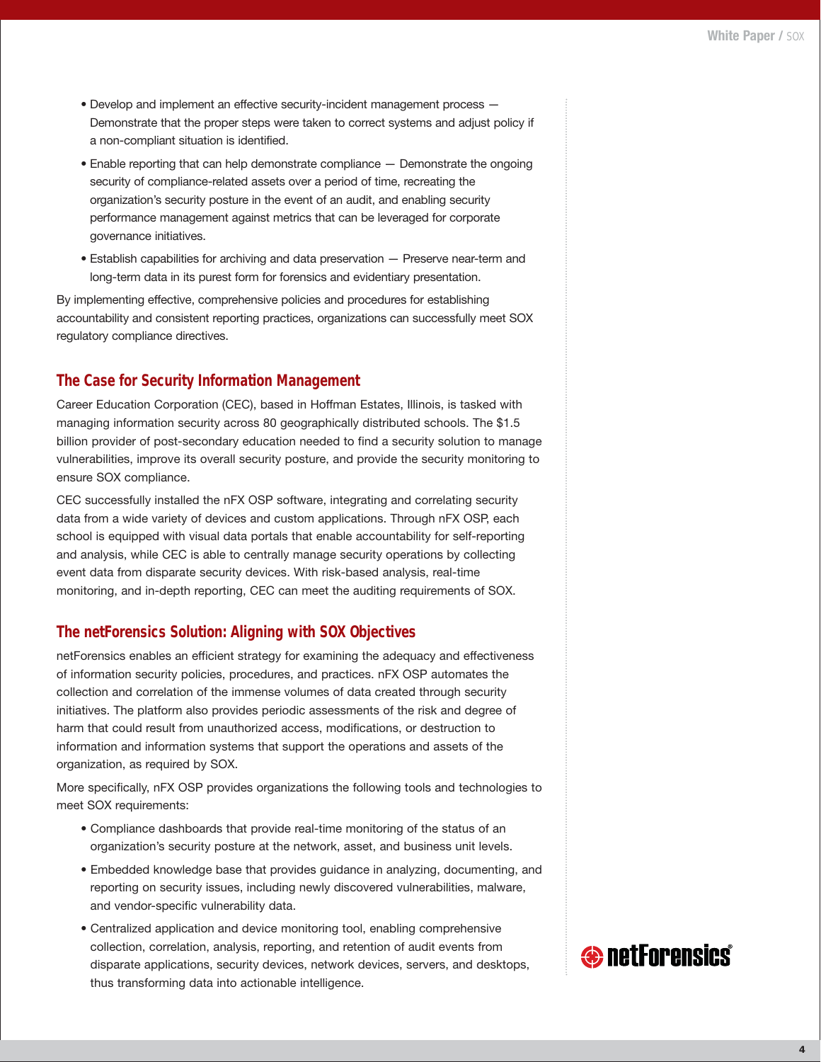- Develop and implement an effective security-incident management process — Demonstrate that the proper steps were taken to correct systems and adjust policy if a non-compliant situation is identified.
- Enable reporting that can help demonstrate compliance — Demonstrate the ongoing security of compliance-related assets over a period of time, recreating the organization's security posture in the event of an audit, and enabling security performance management against metrics that can be leveraged for corporate governance initiatives.
- Establish capabilities for archiving and data preservation — Preserve near-term and long-term data in its purest form for forensics and evidentiary presentation.

By implementing effective, comprehensive policies and procedures for establishing accountability and consistent reporting practices, organizations can successfully meet SOX regulatory compliance directives.

## The Case for Security Information Management

Career Education Corporation (CEC), based in Hoffman Estates, Illinois, is tasked with managing information security across 80 geographically distributed schools. The $1.5 billion provider of post-secondary education needed to find a security solution to manage vulnerabilities, improve its overall security posture, and provide the security monitoring to ensure SOX compliance.

CEC successfully installed the nFX OSP software, integrating and correlating security data from a wide variety of devices and custom applications. Through nFX OSP, each school is equipped with visual data portals that enable accountability for self-reporting and analysis, while CEC is able to centrally manage security operations by collecting event data from disparate security devices. With risk-based analysis, real-time monitoring, and in-depth reporting, CEC can meet the auditing requirements of SOX.

## The netForensics Solution: Aligning with SOX Objectives

netForensics enables an efficient strategy for examining the adequacy and effectiveness of information security policies, procedures, and practices. nFX OSP automates the collection and correlation of the immense volumes of data created through security initiatives. The platform also provides periodic assessments of the risk and degree of harm that could result from unauthorized access, modifications, or destruction to information and information systems that support the operations and assets of the organization, as required by SOX.

More specifically, nFX OSP provides organizations the following tools and technologies to meet SOX requirements:

- Compliance dashboards that provide real-time monitoring of the status of an organization's security posture at the network, asset, and business unit levels.
- Embedded knowledge base that provides guidance in analyzing, documenting, and reporting on security issues, including newly discovered vulnerabilities, malware, and vendor-specific vulnerability data.
- Centralized application and device monitoring tool, enabling comprehensive collection, correlation, analysis, reporting, and retention of audit events from disparate applications, security devices, network devices, servers, and desktops, thus transforming data into actionable intelligence.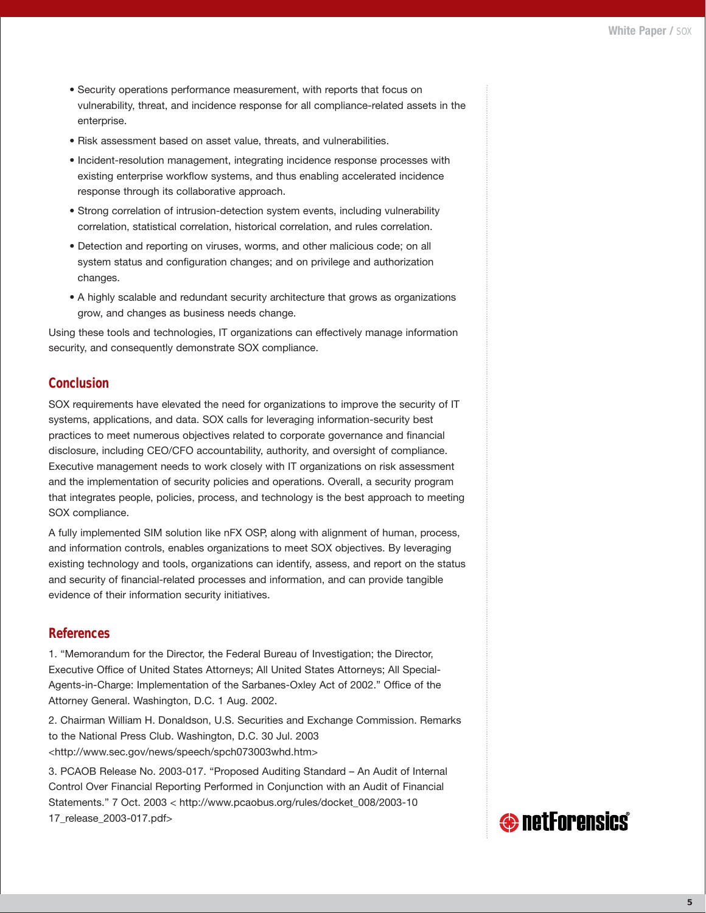- Security operations performance measurement, with reports that focus on vulnerability, threat, and incidence response for all compliance-related assets in the enterprise.
- Risk assessment based on asset value, threats, and vulnerabilities.
- Incident-resolution management, integrating incidence response processes with existing enterprise workflow systems, and thus enabling accelerated incidence response through its collaborative approach.
- Strong correlation of intrusion-detection system events, including vulnerability correlation, statistical correlation, historical correlation, and rules correlation.
- Detection and reporting on viruses, worms, and other malicious code; on all system status and configuration changes; and on privilege and authorization changes.
- A highly scalable and redundant security architecture that grows as organizations grow, and changes as business needs change.

Using these tools and technologies, IT organizations can effectively manage information security, and consequently demonstrate SOX compliance.

## Conclusion

SOX requirements have elevated the need for organizations to improve the security of IT systems, applications, and data. SOX calls for leveraging information-security best practices to meet numerous objectives related to corporate governance and financial disclosure, including CEO/CFO accountability, authority, and oversight of compliance. Executive management needs to work closely with IT organizations on risk assessment and the implementation of security policies and operations. Overall, a security program that integrates people, policies, process, and technology is the best approach to meeting SOX compliance.

A fully implemented SIM solution like nFX OSP, along with alignment of human, process, and information controls, enables organizations to meet SOX objectives. By leveraging existing technology and tools, organizations can identify, assess, and report on the status and security of financial-related processes and information, and can provide tangible evidence of their information security initiatives.

## References

1. "Memorandum for the Director, the Federal Bureau of Investigation; the Director, Executive Office of United States Attorneys; All United States Attorneys; All Special-Agents-in-Charge: Implementation of the Sarbanes-Oxley Act of 2002." Office of the Attorney General. Washington, D.C. 1 Aug. 2002.

2. Chairman William H. Donaldson, U.S. Securities and Exchange Commission. Remarks to the National Press Club. Washington, D.C. 30 Jul. 2003 <http://www.sec.gov/news/speech/spch073003whd.htm>

3. PCAOB Release No. 2003-017. "Proposed Auditing Standard – An Audit of Internal Control Over Financial Reporting Performed in Conjunction with an Audit of Financial Statements." 7 Oct. 2003 < http://www.pcaobus.org/rules/docket_008/2003-10 17_release_2003-017.pdf>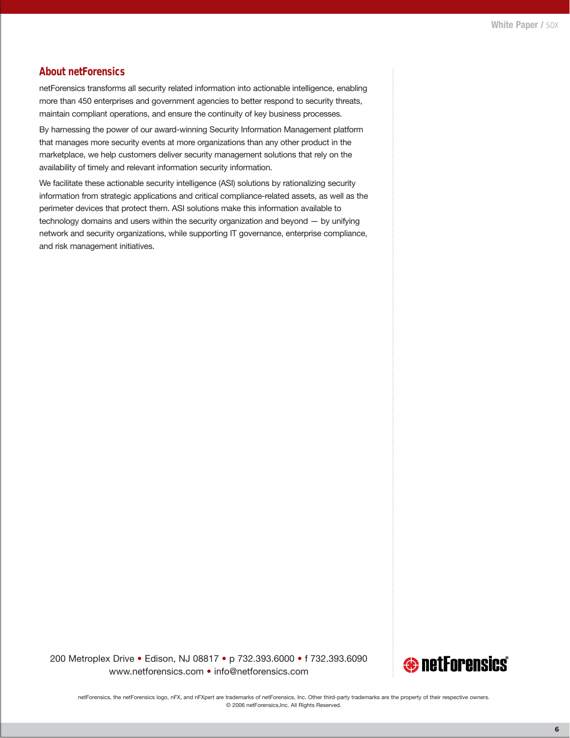## About netForensics

netForensics transforms all security related information into actionable intelligence, enabling more than 450 enterprises and government agencies to better respond to security threats, maintain compliant operations, and ensure the continuity of key business processes.

By harnessing the power of our award-winning Security Information Management platform that manages more security events at more organizations than any other product in the marketplace, we help customers deliver security management solutions that rely on the availability of timely and relevant information security information.

We facilitate these actionable security intelligence (ASI) solutions by rationalizing security information from strategic applications and critical compliance-related assets, as well as the perimeter devices that protect them. ASI solutions make this information available to technology domains and users within the security organization and beyond — by unifying network and security organizations, while supporting IT governance, enterprise compliance, and risk management initiatives.

200 Metroplex Drive • Edison, NJ 08817 • p 732.393.6000 • f 732.393.6090
www.netforensics.com • info@netforensics.com

netForensics®

netForensics, the netForensics logo, nFX, and nFXpert are trademarks of netForensics, Inc. Other third-party trademarks are the property of their respective owners.
© 2006 netForensics,Inc. All Rights Reserved.